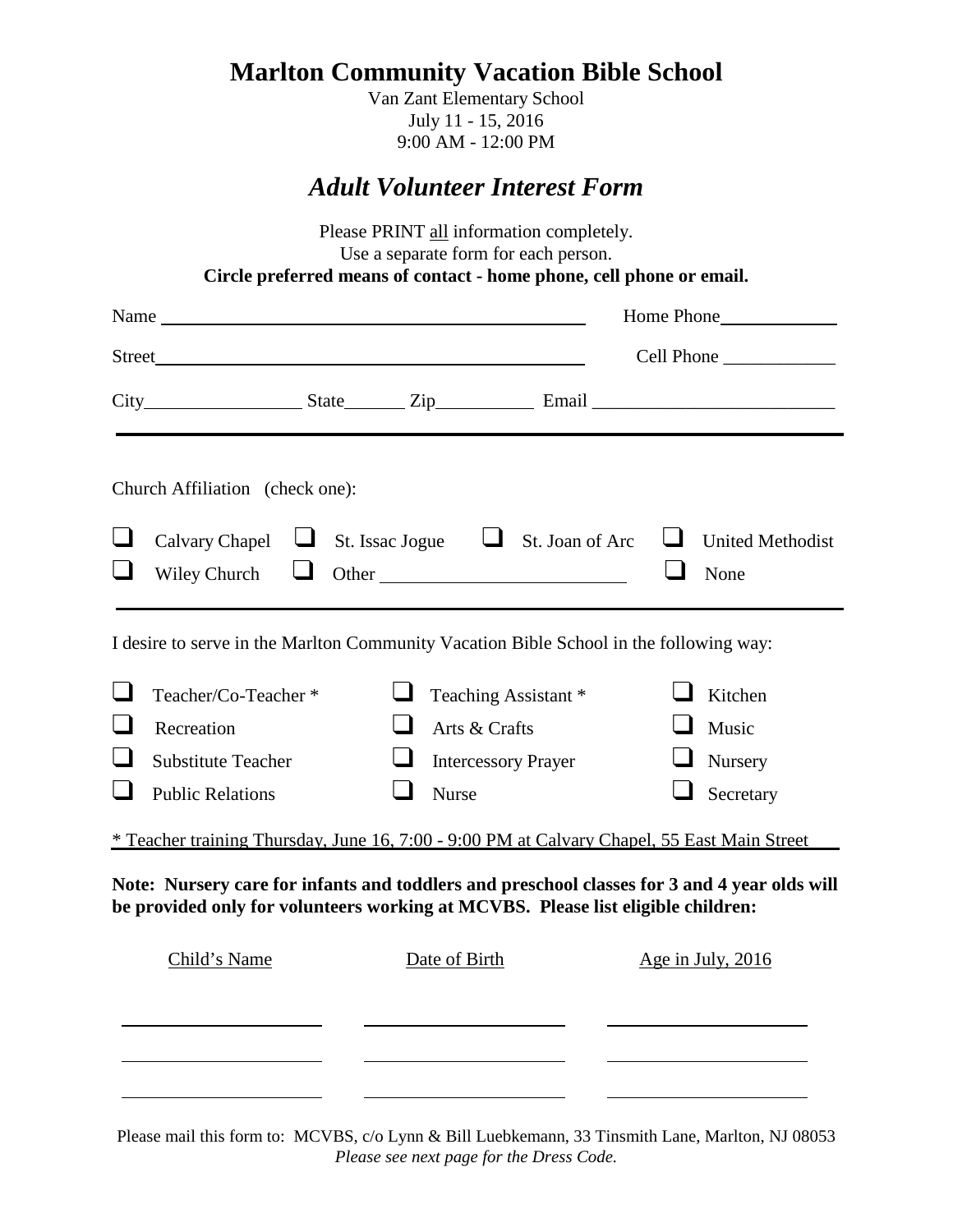# Marlton Community Vacation Bible School

Van Zant Elementary School
July 11 - 15, 2016
9:00 AM - 12:00 PM

## *Adult Volunteer Interest Form*

Please PRINT all information completely.
Use a separate form for each person.
**Circle preferred means of contact - home phone, cell phone or email.**

Name ______________________________ Home Phone ____________

Street ______________________________ Cell Phone ____________

City ______________ State ______ Zip __________ Email ________________________

---

Church Affiliation (check one):

- ☐ Calvary Chapel
- ☐ St. Issac Jogue
- ☐ St. Joan of Arc
- ☐ United Methodist
- ☐ Wiley Church
- ☐ Other ________________________
- ☐ None

---

I desire to serve in the Marlton Community Vacation Bible School in the following way:

- ☐ Teacher/Co-Teacher *
- ☐ Teaching Assistant *
- ☐ Kitchen
- ☐ Recreation
- ☐ Arts & Crafts
- ☐ Music
- ☐ Substitute Teacher
- ☐ Intercessory Prayer
- ☐ Nursery
- ☐ Public Relations
- ☐ Nurse
- ☐ Secretary

\* Teacher training Thursday, June 16, 7:00 - 9:00 PM at Calvary Chapel, 55 East Main Street

**Note: Nursery care for infants and toddlers and preschool classes for 3 and 4 year olds will be provided only for volunteers working at MCVBS. Please list eligible children:**

| Child's Name | Date of Birth | Age in July, 2016 |
|---|---|---|
| | | |
| | | |
| | | |

Please mail this form to: MCVBS, c/o Lynn & Bill Luebkemann, 33 Tinsmith Lane, Marlton, NJ 08053
*Please see next page for the Dress Code.*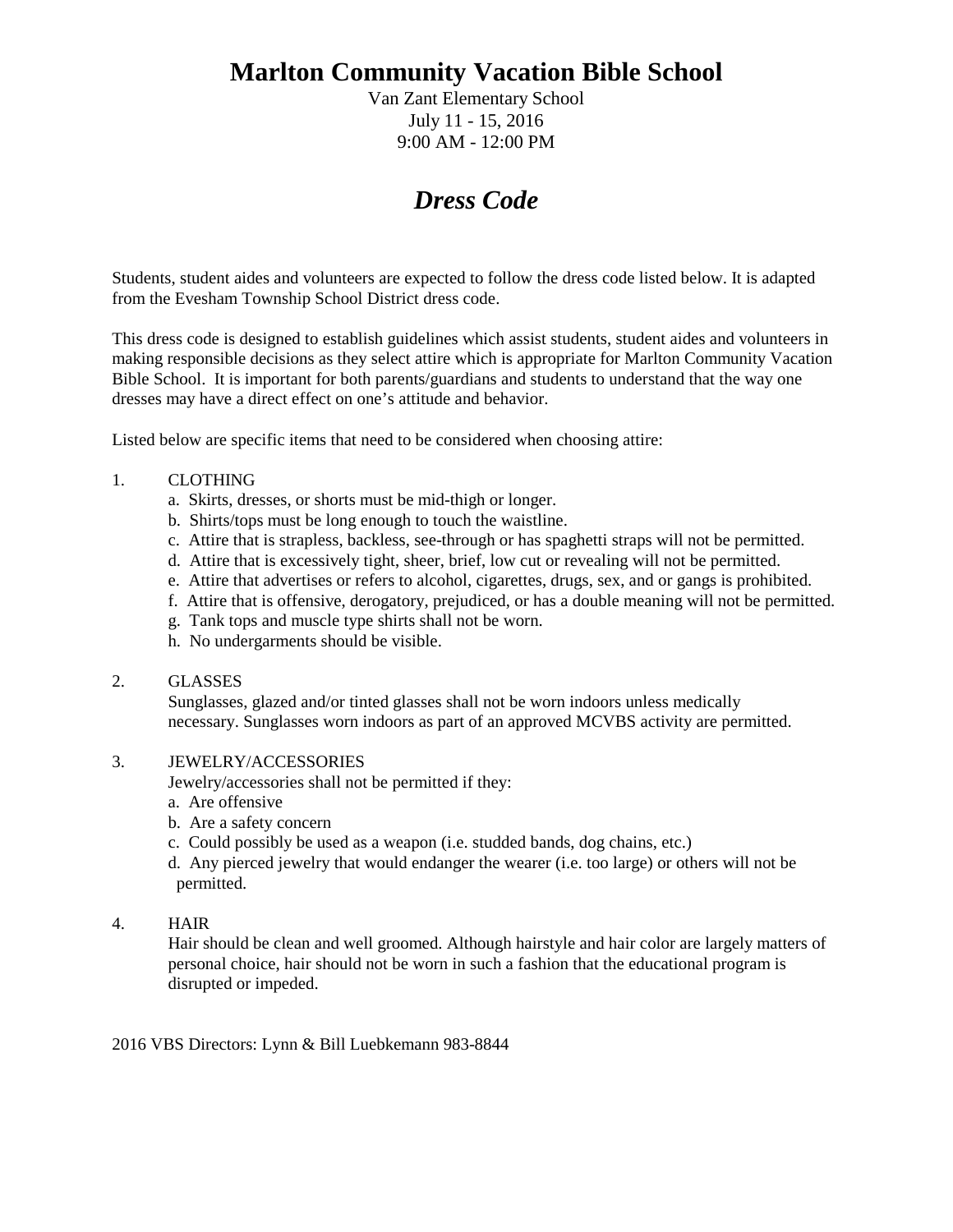# Marlton Community Vacation Bible School

Van Zant Elementary School
July 11 - 15, 2016
9:00 AM - 12:00 PM

## *Dress Code*

Students, student aides and volunteers are expected to follow the dress code listed below. It is adapted from the Evesham Township School District dress code.

This dress code is designed to establish guidelines which assist students, student aides and volunteers in making responsible decisions as they select attire which is appropriate for Marlton Community Vacation Bible School. It is important for both parents/guardians and students to understand that the way one dresses may have a direct effect on one's attitude and behavior.

Listed below are specific items that need to be considered when choosing attire:

1. CLOTHING
   a. Skirts, dresses, or shorts must be mid-thigh or longer.
   b. Shirts/tops must be long enough to touch the waistline.
   c. Attire that is strapless, backless, see-through or has spaghetti straps will not be permitted.
   d. Attire that is excessively tight, sheer, brief, low cut or revealing will not be permitted.
   e. Attire that advertises or refers to alcohol, cigarettes, drugs, sex, and or gangs is prohibited.
   f. Attire that is offensive, derogatory, prejudiced, or has a double meaning will not be permitted.
   g. Tank tops and muscle type shirts shall not be worn.
   h. No undergarments should be visible.

2. GLASSES
   Sunglasses, glazed and/or tinted glasses shall not be worn indoors unless medically necessary. Sunglasses worn indoors as part of an approved MCVBS activity are permitted.

3. JEWELRY/ACCESSORIES
   Jewelry/accessories shall not be permitted if they:
   a. Are offensive
   b. Are a safety concern
   c. Could possibly be used as a weapon (i.e. studded bands, dog chains, etc.)
   d. Any pierced jewelry that would endanger the wearer (i.e. too large) or others will not be permitted.

4. HAIR
   Hair should be clean and well groomed. Although hairstyle and hair color are largely matters of personal choice, hair should not be worn in such a fashion that the educational program is disrupted or impeded.

2016 VBS Directors: Lynn & Bill Luebkemann 983-8844